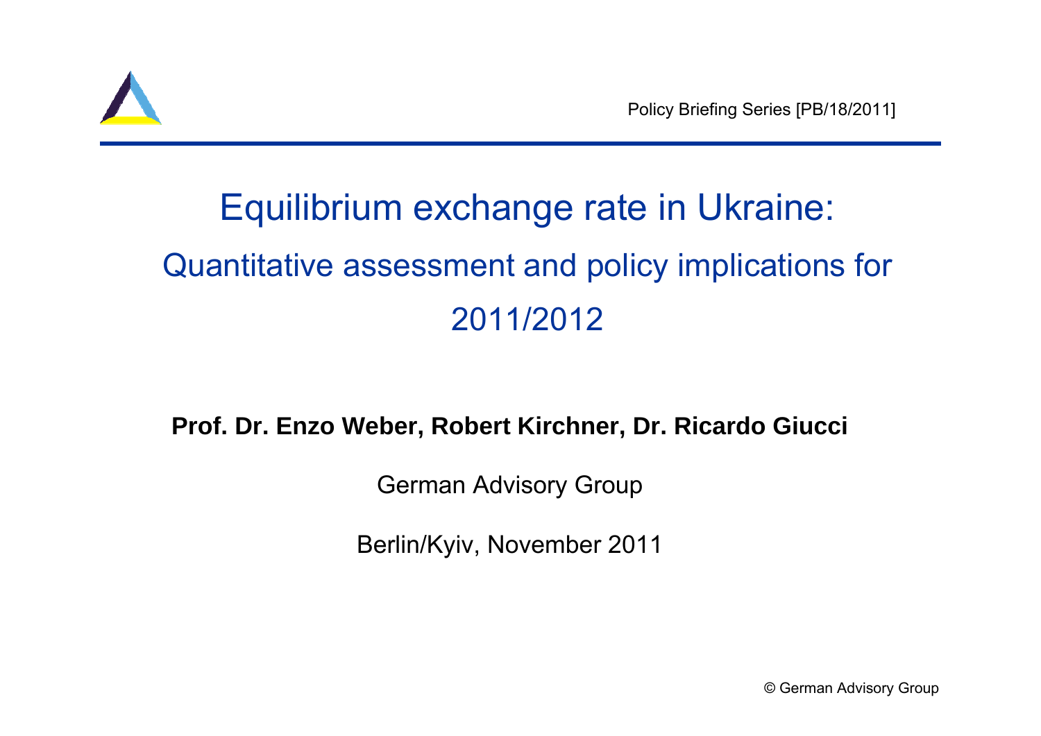Policy Briefing Series [PB/18/2011]

# Equilibrium exchange rate in Ukraine:

## Quantitative assessment and policy implications for 2011/2012

**Prof. Dr. Enzo Weber, Robert Kirchner, Dr. Ricardo Giucci**

German Advisory Group

Berlin/Kyiv, November 2011

© German Advisory Group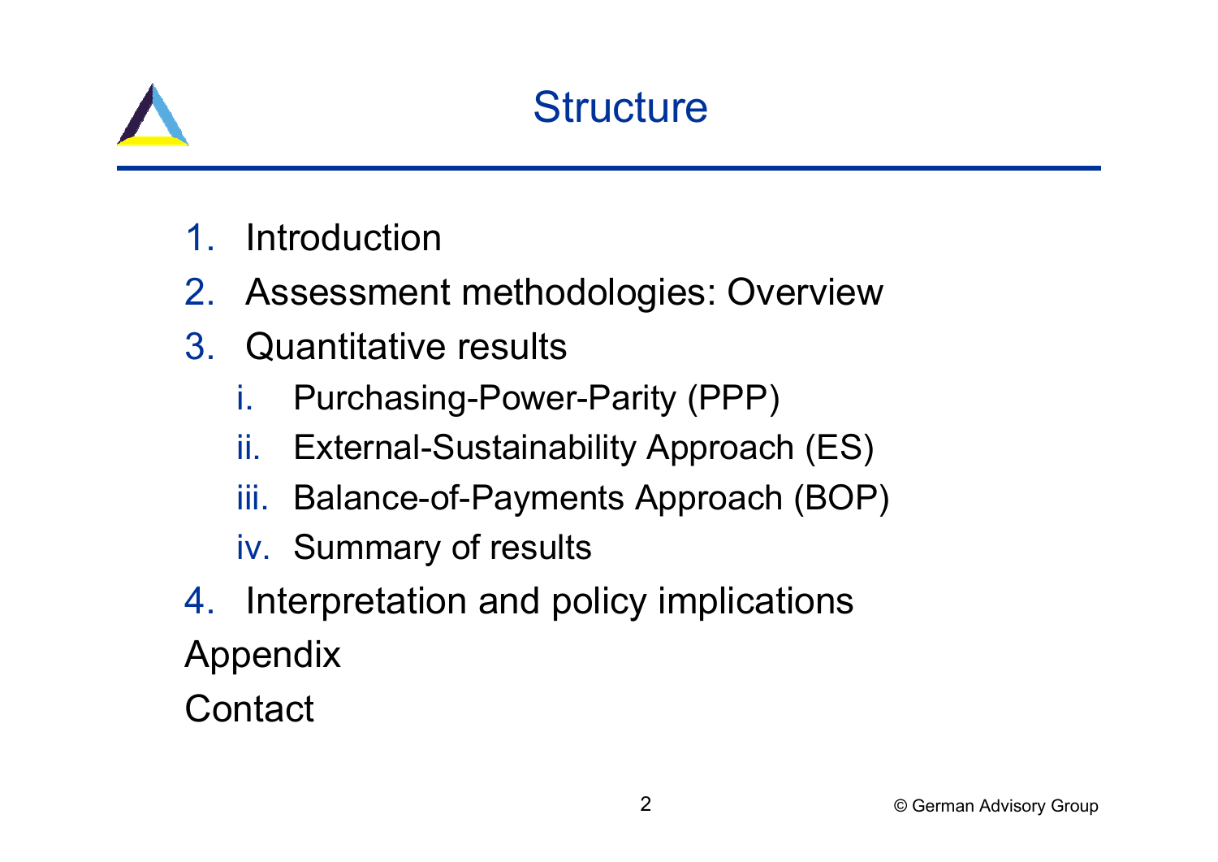# Structure

1. Introduction
2. Assessment methodologies: Overview
3. Quantitative results
   i. Purchasing-Power-Parity (PPP)
   ii. External-Sustainability Approach (ES)
   iii. Balance-of-Payments Approach (BOP)
   iv. Summary of results
4. Interpretation and policy implications

Appendix

Contact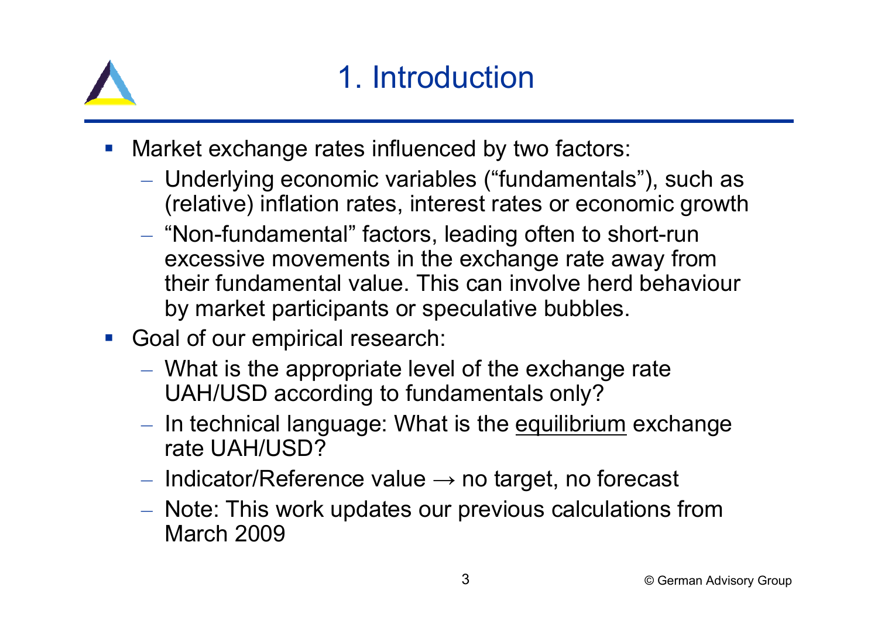# 1. Introduction

- Market exchange rates influenced by two factors:
  - Underlying economic variables (“fundamentals”), such as (relative) inflation rates, interest rates or economic growth
  - “Non-fundamental” factors, leading often to short-run excessive movements in the exchange rate away from their fundamental value. This can involve herd behaviour by market participants or speculative bubbles.
- Goal of our empirical research:
  - What is the appropriate level of the exchange rate UAH/USD according to fundamentals only?
  - In technical language: What is the <u>equilibrium</u> exchange rate UAH/USD?
  - Indicator/Reference value → no target, no forecast
  - Note: This work updates our previous calculations from March 2009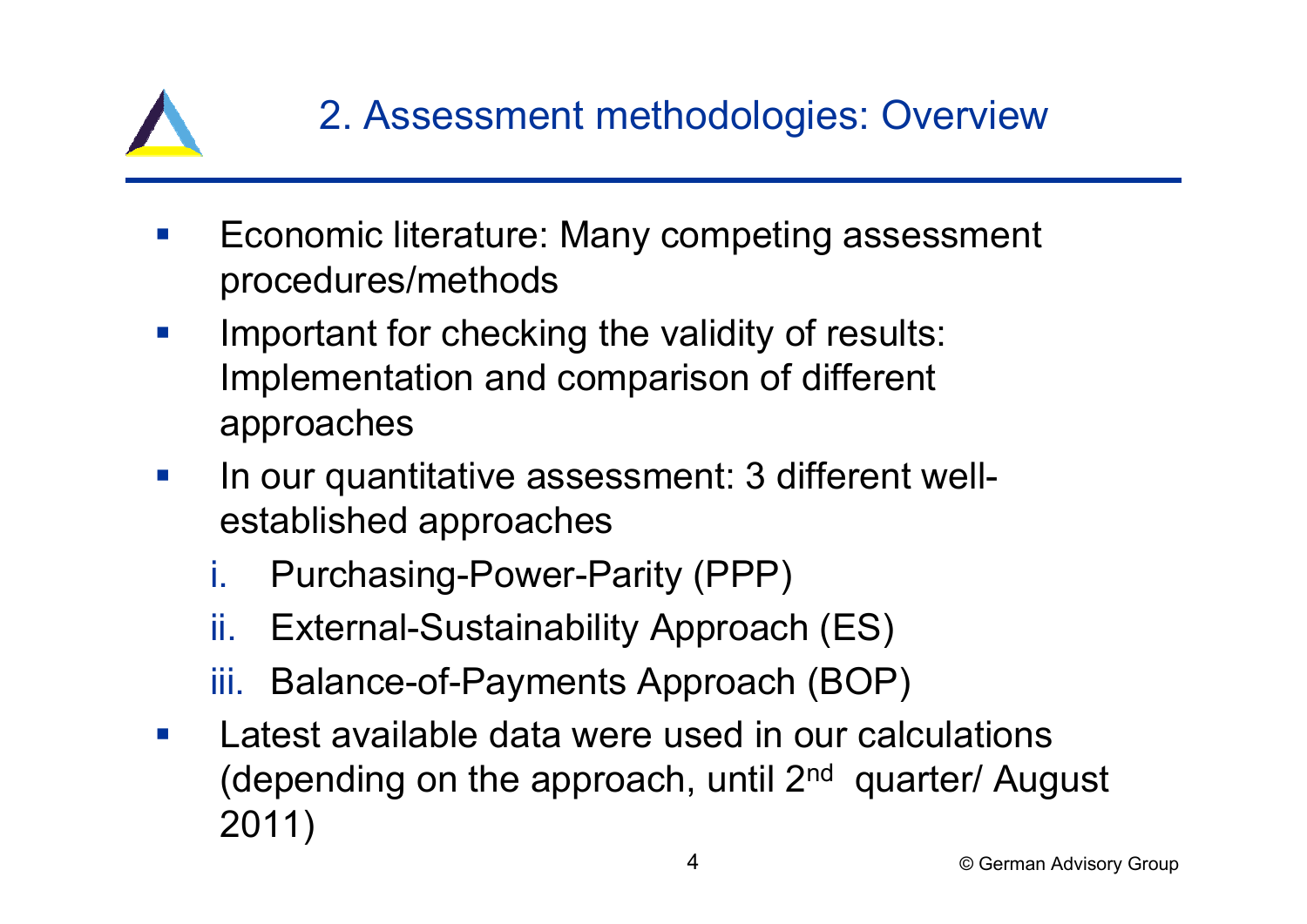## 2. Assessment methodologies: Overview

- Economic literature: Many competing assessment procedures/methods
- Important for checking the validity of results: Implementation and comparison of different approaches
- In our quantitative assessment: 3 different well-established approaches
  1. Purchasing-Power-Parity (PPP)
  2. External-Sustainability Approach (ES)
  3. Balance-of-Payments Approach (BOP)
- Latest available data were used in our calculations (depending on the approach, until 2nd quarter/ August 2011)

© German Advisory Group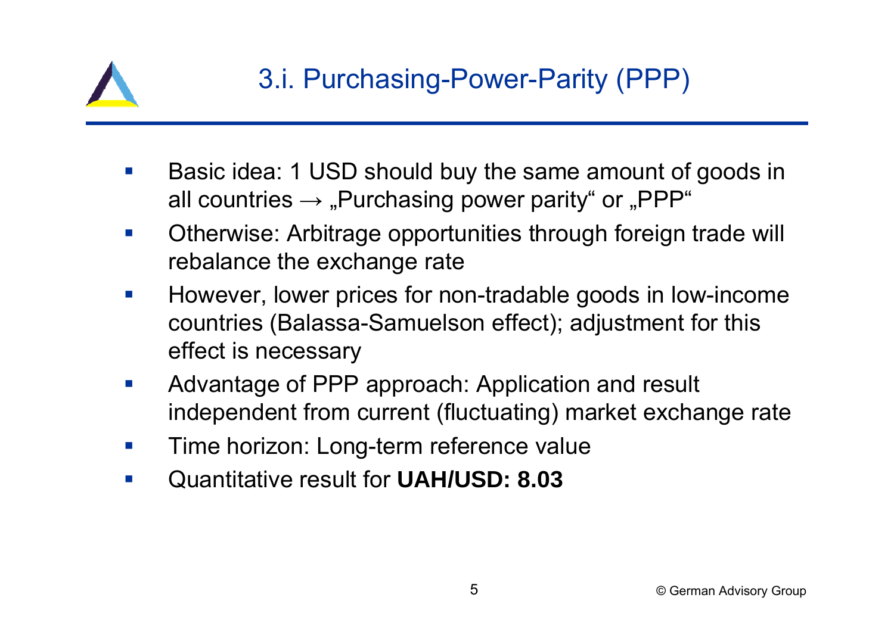## 3.i. Purchasing-Power-Parity (PPP)

- Basic idea: 1 USD should buy the same amount of goods in all countries → „Purchasing power parity“ or „PPP“
- Otherwise: Arbitrage opportunities through foreign trade will rebalance the exchange rate
- However, lower prices for non-tradable goods in low-income countries (Balassa-Samuelson effect); adjustment for this effect is necessary
- Advantage of PPP approach: Application and result independent from current (fluctuating) market exchange rate
- Time horizon: Long-term reference value
- Quantitative result for **UAH/USD: 8.03**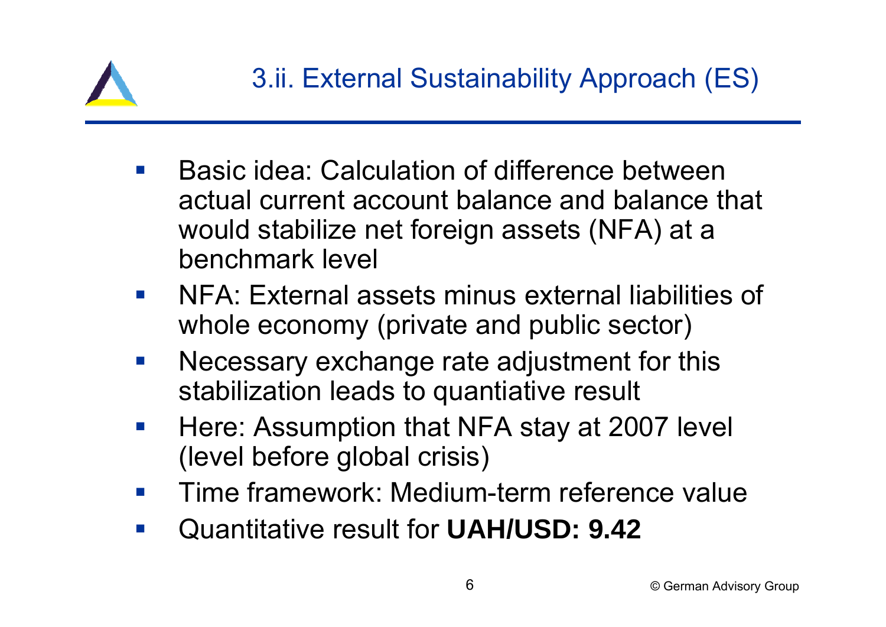## 3.ii. External Sustainability Approach (ES)

- Basic idea: Calculation of difference between actual current account balance and balance that would stabilize net foreign assets (NFA) at a benchmark level
- NFA: External assets minus external liabilities of whole economy (private and public sector)
- Necessary exchange rate adjustment for this stabilization leads to quantiative result
- Here: Assumption that NFA stay at 2007 level (level before global crisis)
- Time framework: Medium-term reference value
- Quantitative result for **UAH/USD: 9.42**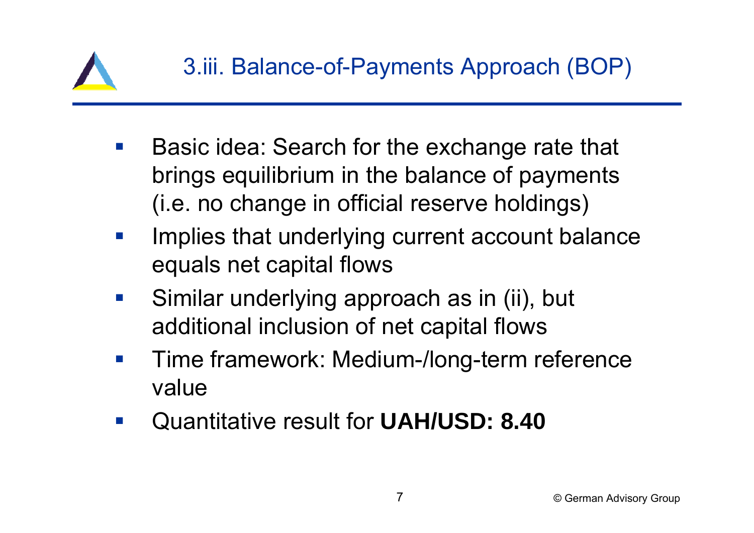# 3.iii. Balance-of-Payments Approach (BOP)

- Basic idea: Search for the exchange rate that brings equilibrium in the balance of payments (i.e. no change in official reserve holdings)
- Implies that underlying current account balance equals net capital flows
- Similar underlying approach as in (ii), but additional inclusion of net capital flows
- Time framework: Medium-/long-term reference value
- Quantitative result for **UAH/USD: 8.40**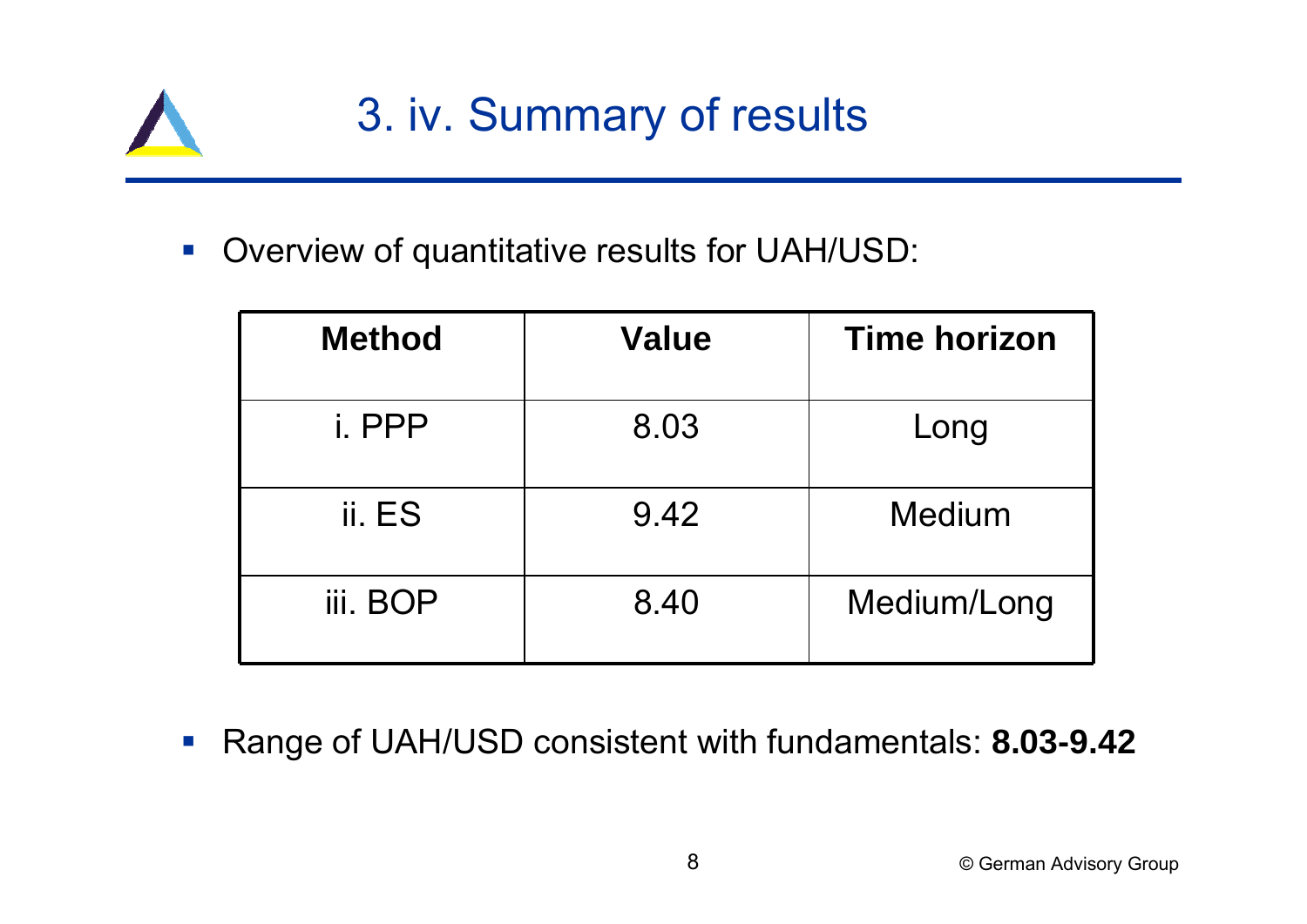# 3. iv. Summary of results

- Overview of quantitative results for UAH/USD:

| Method | Value | Time horizon |
|---|---|---|
| i. PPP | 8.03 | Long |
| ii. ES | 9.42 | Medium |
| iii. BOP | 8.40 | Medium/Long |

- Range of UAH/USD consistent with fundamentals: **8.03-9.42**

© German Advisory Group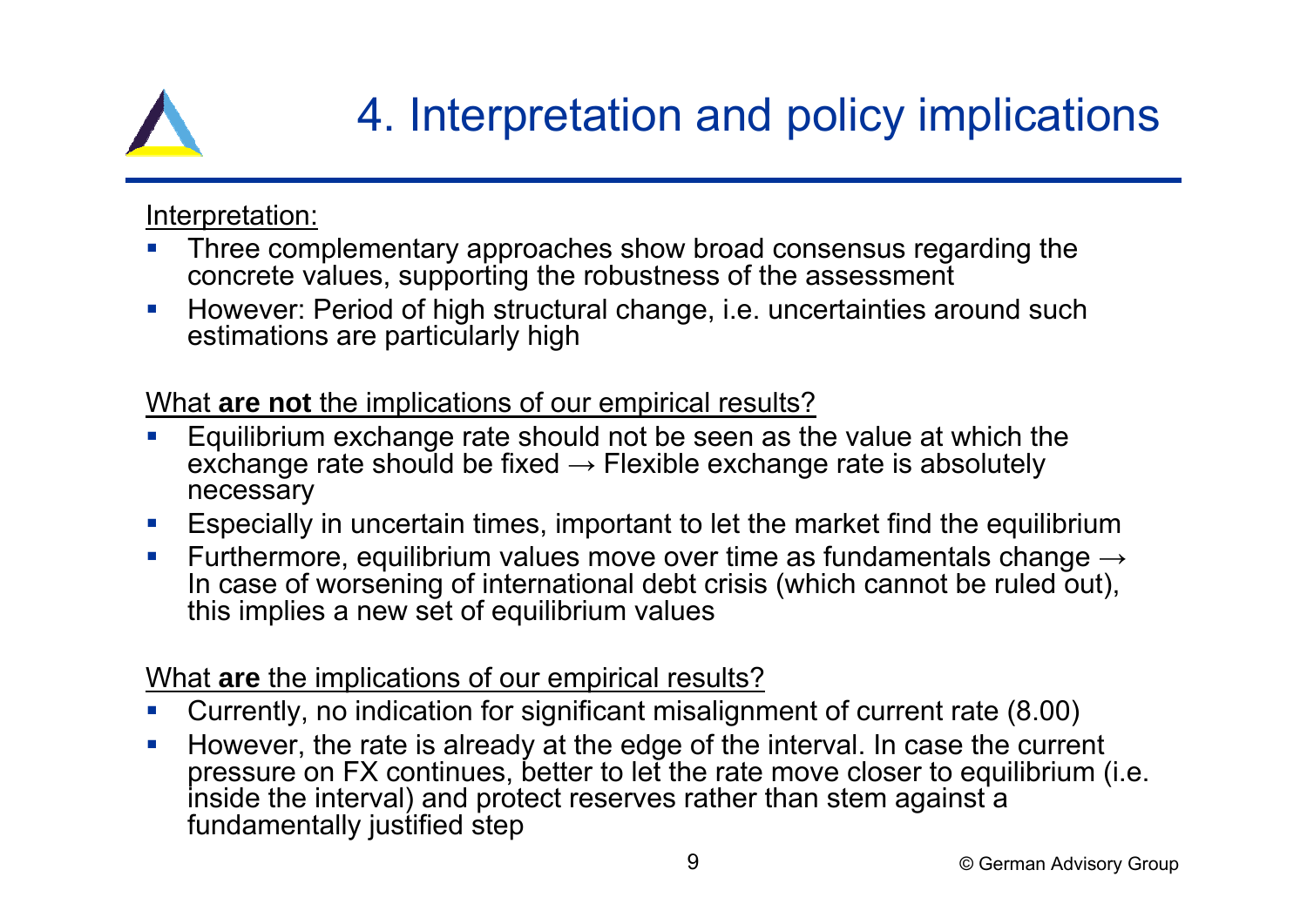# 4. Interpretation and policy implications

Interpretation:

- Three complementary approaches show broad consensus regarding the concrete values, supporting the robustness of the assessment
- However: Period of high structural change, i.e. uncertainties around such estimations are particularly high

What **are not** the implications of our empirical results?

- Equilibrium exchange rate should not be seen as the value at which the exchange rate should be fixed → Flexible exchange rate is absolutely necessary
- Especially in uncertain times, important to let the market find the equilibrium
- Furthermore, equilibrium values move over time as fundamentals change → In case of worsening of international debt crisis (which cannot be ruled out), this implies a new set of equilibrium values

What **are** the implications of our empirical results?

- Currently, no indication for significant misalignment of current rate (8.00)
- However, the rate is already at the edge of the interval. In case the current pressure on FX continues, better to let the rate move closer to equilibrium (i.e. inside the interval) and protect reserves rather than stem against a fundamentally justified step

© German Advisory Group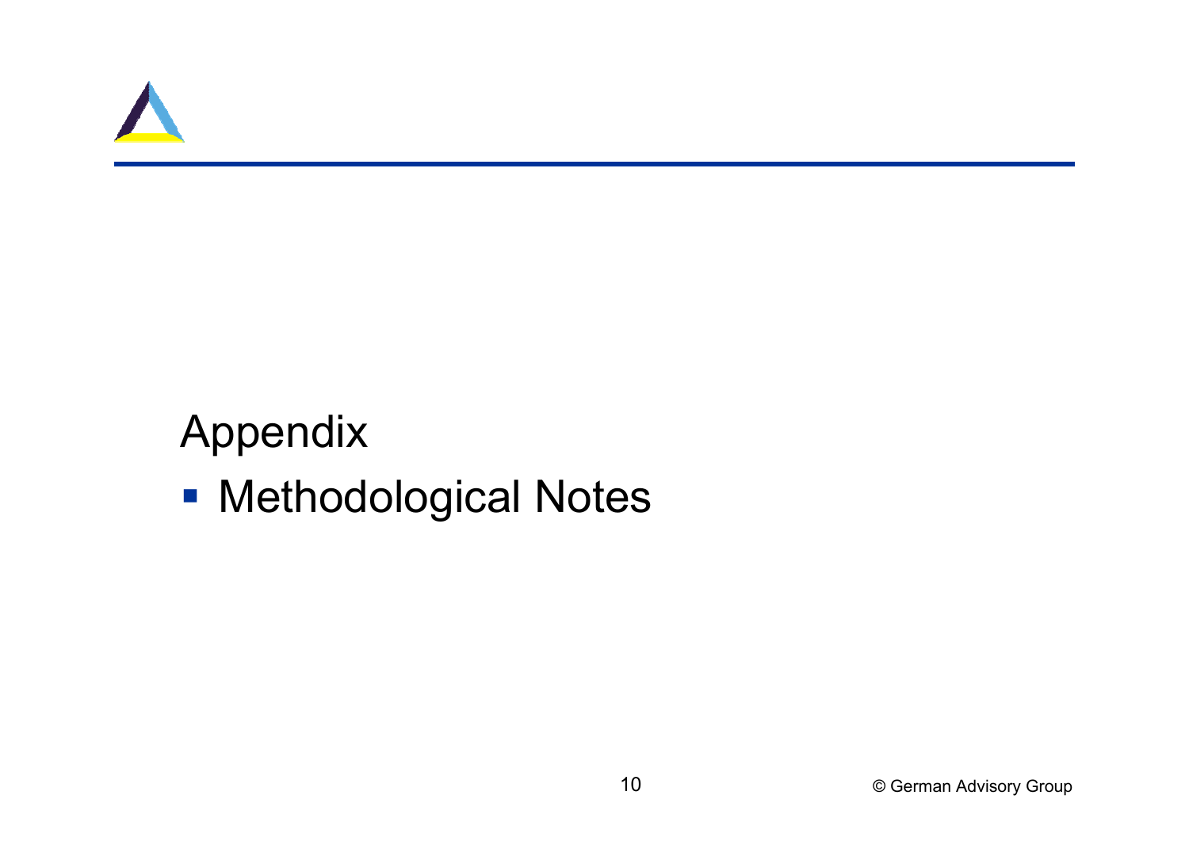# Appendix

- Methodological Notes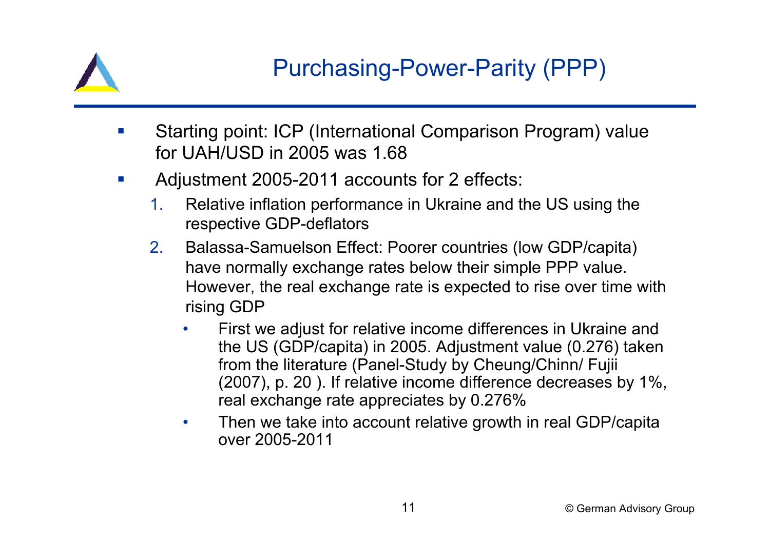# Purchasing-Power-Parity (PPP)

- Starting point: ICP (International Comparison Program) value for UAH/USD in 2005 was 1.68
- Adjustment 2005-2011 accounts for 2 effects:
  1. Relative inflation performance in Ukraine and the US using the respective GDP-deflators
  2. Balassa-Samuelson Effect: Poorer countries (low GDP/capita) have normally exchange rates below their simple PPP value. However, the real exchange rate is expected to rise over time with rising GDP
     - First we adjust for relative income differences in Ukraine and the US (GDP/capita) in 2005. Adjustment value (0.276) taken from the literature (Panel-Study by Cheung/Chinn/ Fujii (2007), p. 20 ). If relative income difference decreases by 1%, real exchange rate appreciates by 0.276%
     - Then we take into account relative growth in real GDP/capita over 2005-2011

© German Advisory Group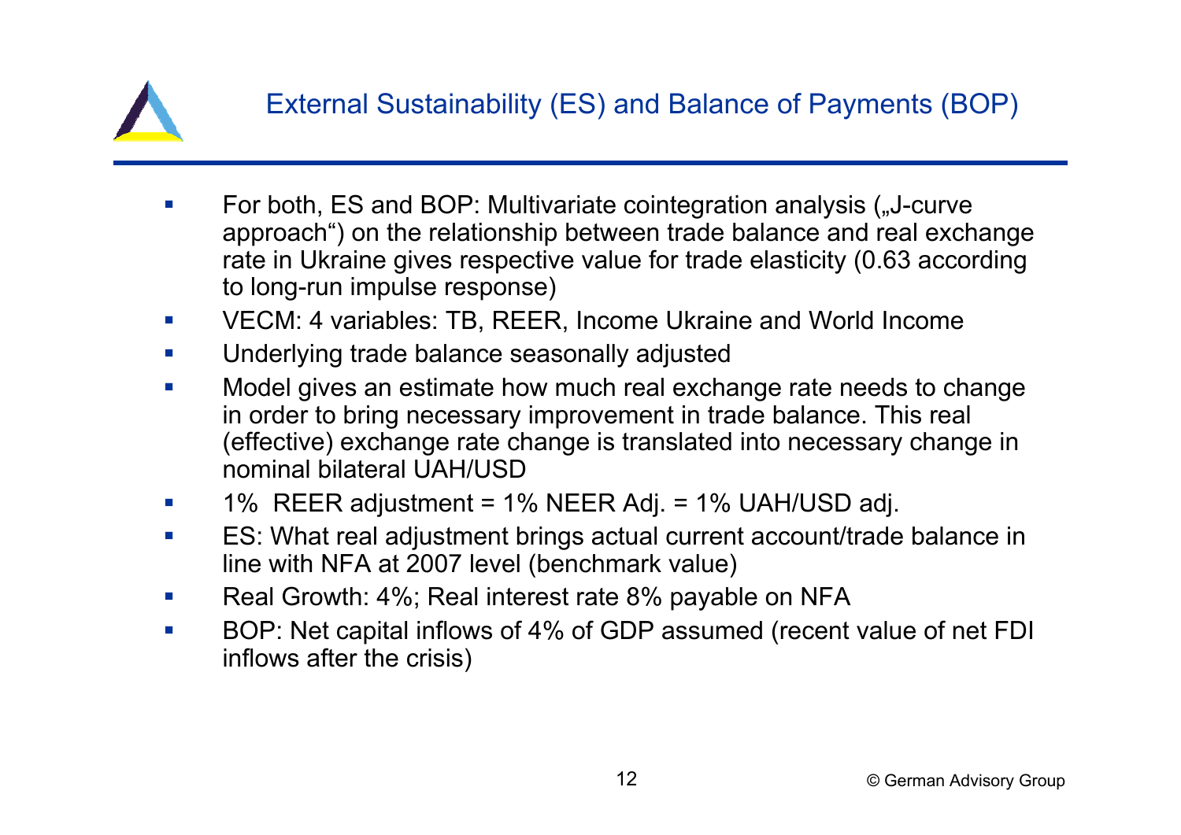# External Sustainability (ES) and Balance of Payments (BOP)

- For both, ES and BOP: Multivariate cointegration analysis („J-curve approach") on the relationship between trade balance and real exchange rate in Ukraine gives respective value for trade elasticity (0.63 according to long-run impulse response)
- VECM: 4 variables: TB, REER, Income Ukraine and World Income
- Underlying trade balance seasonally adjusted
- Model gives an estimate how much real exchange rate needs to change in order to bring necessary improvement in trade balance. This real (effective) exchange rate change is translated into necessary change in nominal bilateral UAH/USD
- 1% REER adjustment = 1% NEER Adj. = 1% UAH/USD adj.
- ES: What real adjustment brings actual current account/trade balance in line with NFA at 2007 level (benchmark value)
- Real Growth: 4%; Real interest rate 8% payable on NFA
- BOP: Net capital inflows of 4% of GDP assumed (recent value of net FDI inflows after the crisis)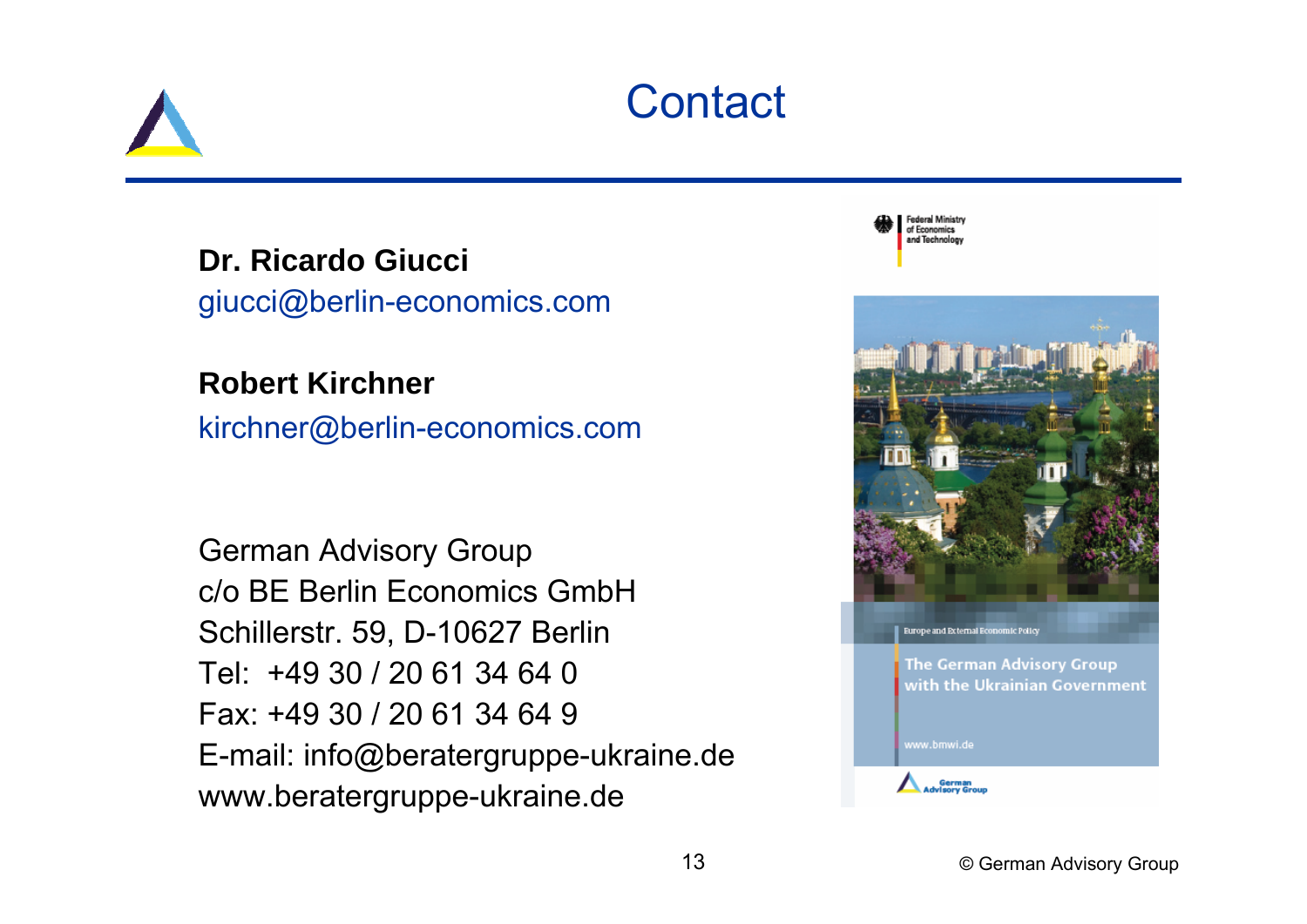# Contact

**Dr. Ricardo Giucci**
giucci@berlin-economics.com

**Robert Kirchner**
kirchner@berlin-economics.com

German Advisory Group
c/o BE Berlin Economics GmbH
Schillerstr. 59, D-10627 Berlin
Tel: +49 30 / 20 61 34 64 0
Fax: +49 30 / 20 61 34 64 9
E-mail: info@beratergruppe-ukraine.de
www.beratergruppe-ukraine.de

Federal Ministry of Economics and Technology

Europe and External Economic Policy

The German Advisory Group with the Ukrainian Government

www.bmwi.de

German Advisory Group

© German Advisory Group